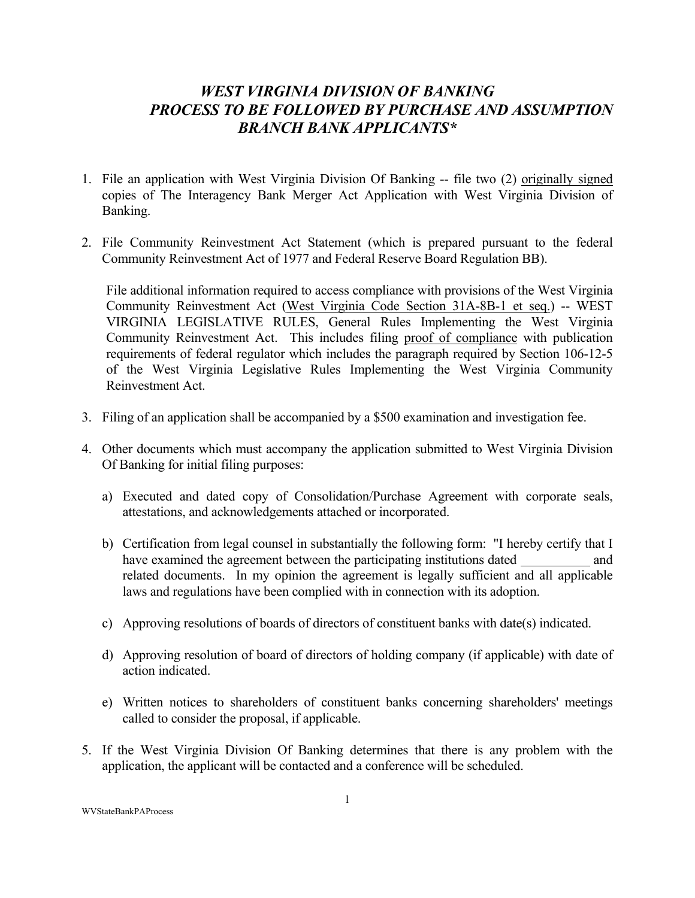# *WEST VIRGINIA DIVISION OF BANKING PROCESS TO BE FOLLOWED BY PURCHASE AND ASSUMPTION BRANCH BANK APPLICANTS**

1. File an application with West Virginia Division Of Banking -- file two (2) originally signed copies of The Interagency Bank Merger Act Application with West Virginia Division of Banking.

2. File Community Reinvestment Act Statement (which is prepared pursuant to the federal Community Reinvestment Act of 1977 and Federal Reserve Board Regulation BB).

   File additional information required to access compliance with provisions of the West Virginia Community Reinvestment Act (West Virginia Code Section 31A-8B-1 et seq.) -- WEST VIRGINIA LEGISLATIVE RULES, General Rules Implementing the West Virginia Community Reinvestment Act. This includes filing proof of compliance with publication requirements of federal regulator which includes the paragraph required by Section 106-12-5 of the West Virginia Legislative Rules Implementing the West Virginia Community Reinvestment Act.

3. Filing of an application shall be accompanied by a $500 examination and investigation fee.

4. Other documents which must accompany the application submitted to West Virginia Division Of Banking for initial filing purposes:

   a) Executed and dated copy of Consolidation/Purchase Agreement with corporate seals, attestations, and acknowledgements attached or incorporated.

   b) Certification from legal counsel in substantially the following form: "I hereby certify that I have examined the agreement between the participating institutions dated __________ and related documents. In my opinion the agreement is legally sufficient and all applicable laws and regulations have been complied with in connection with its adoption.

   c) Approving resolutions of boards of directors of constituent banks with date(s) indicated.

   d) Approving resolution of board of directors of holding company (if applicable) with date of action indicated.

   e) Written notices to shareholders of constituent banks concerning shareholders' meetings called to consider the proposal, if applicable.

5. If the West Virginia Division Of Banking determines that there is any problem with the application, the applicant will be contacted and a conference will be scheduled.

WVStateBankPAProcess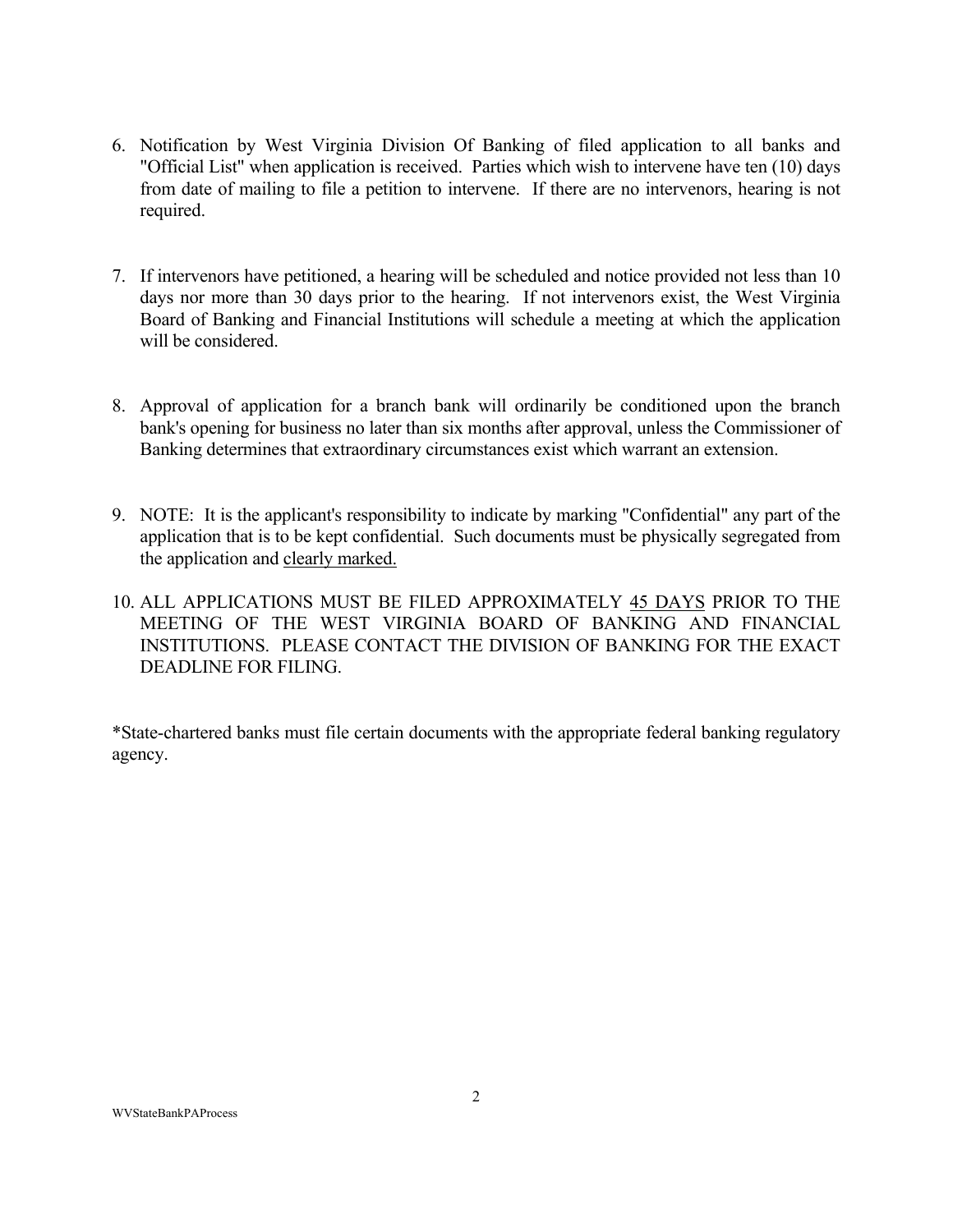6. Notification by West Virginia Division Of Banking of filed application to all banks and "Official List" when application is received. Parties which wish to intervene have ten (10) days from date of mailing to file a petition to intervene. If there are no intervenors, hearing is not required.

7. If intervenors have petitioned, a hearing will be scheduled and notice provided not less than 10 days nor more than 30 days prior to the hearing. If not intervenors exist, the West Virginia Board of Banking and Financial Institutions will schedule a meeting at which the application will be considered.

8. Approval of application for a branch bank will ordinarily be conditioned upon the branch bank's opening for business no later than six months after approval, unless the Commissioner of Banking determines that extraordinary circumstances exist which warrant an extension.

9. NOTE: It is the applicant's responsibility to indicate by marking "Confidential" any part of the application that is to be kept confidential. Such documents must be physically segregated from the application and <u>clearly marked.</u>

10. ALL APPLICATIONS MUST BE FILED APPROXIMATELY <u>45 DAYS</u> PRIOR TO THE MEETING OF THE WEST VIRGINIA BOARD OF BANKING AND FINANCIAL INSTITUTIONS. PLEASE CONTACT THE DIVISION OF BANKING FOR THE EXACT DEADLINE FOR FILING.

*State-chartered banks must file certain documents with the appropriate federal banking regulatory agency.